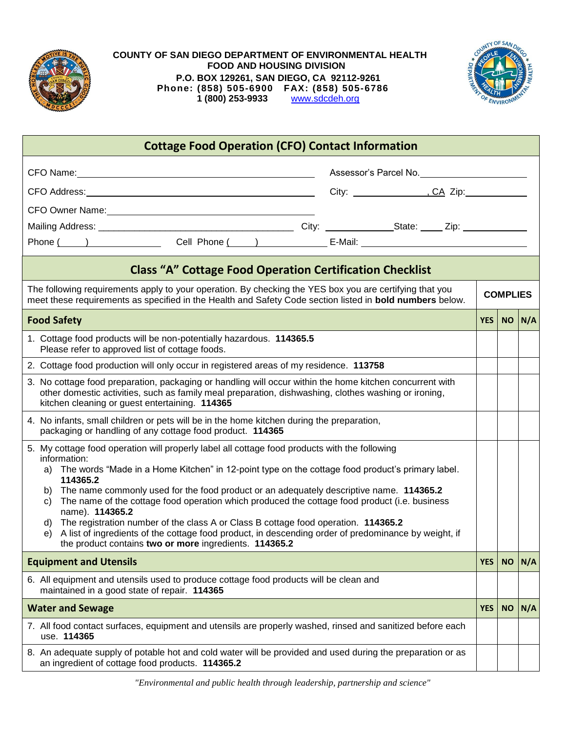**COUNTY OF SAN DIEGO DEPARTMENT OF ENVIRONMENTAL HEALTH**
**FOOD AND HOUSING DIVISION**
**P.O. BOX 129261, SAN DIEGO, CA 92112-9261**
**Phone: (858) 505-6900 FAX: (858) 505-6786**
**1 (800) 253-9933** www.sdcdeh.org

## Cottage Food Operation (CFO) Contact Information

CFO Name: ______________________ Assessor's Parcel No. ______________________

CFO Address: ______________________ City: ______________, CA Zip: __________

CFO Owner Name: ______________________

Mailing Address: ______________________ City: ______________ State: _____ Zip: __________

Phone (____) __________ Cell Phone (____) __________ E-Mail: ______________________

## Class "A" Cottage Food Operation Certification Checklist

| The following requirements apply to your operation. By checking the YES box you are certifying that you meet these requirements as specified in the Health and Safety Code section listed in **bold numbers** below. | COMPLIES | | |
|---|---|---|---|
| **Food Safety** | **YES** | **NO** | **N/A** |
| 1. Cottage food products will be non-potentially hazardous. **114365.5** Please refer to approved list of cottage foods. | | | |
| 2. Cottage food production will only occur in registered areas of my residence. **113758** | | | |
| 3. No cottage food preparation, packaging or handling will occur within the home kitchen concurrent with other domestic activities, such as family meal preparation, dishwashing, clothes washing or ironing, kitchen cleaning or guest entertaining. **114365** | | | |
| 4. No infants, small children or pets will be in the home kitchen during the preparation, packaging or handling of any cottage food product. **114365** | | | |
| 5. My cottage food operation will properly label all cottage food products with the following information: a) The words "Made in a Home Kitchen" in 12-point type on the cottage food product's primary label. **114365.2** b) The name commonly used for the food product or an adequately descriptive name. **114365.2** c) The name of the cottage food operation which produced the cottage food product (i.e. business name). **114365.2** d) The registration number of the class A or Class B cottage food operation. **114365.2** e) A list of ingredients of the cottage food product, in descending order of predominance by weight, if the product contains **two or more** ingredients. **114365.2** | | | |
| **Equipment and Utensils** | **YES** | **NO** | **N/A** |
| 6. All equipment and utensils used to produce cottage food products will be clean and maintained in a good state of repair. **114365** | | | |
| **Water and Sewage** | **YES** | **NO** | **N/A** |
| 7. All food contact surfaces, equipment and utensils are properly washed, rinsed and sanitized before each use. **114365** | | | |
| 8. An adequate supply of potable hot and cold water will be provided and used during the preparation or as an ingredient of cottage food products. **114365.2** | | | |

*"Environmental and public health through leadership, partnership and science"*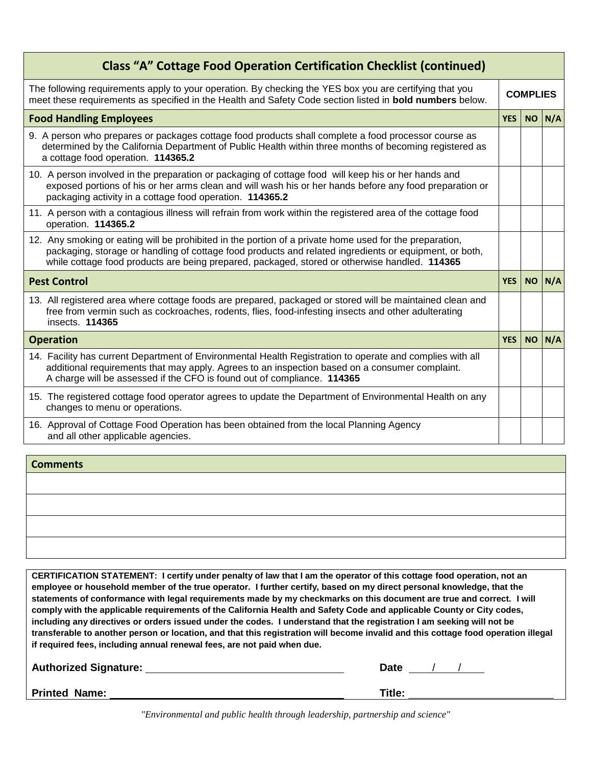## Class "A" Cottage Food Operation Certification Checklist (continued)

| The following requirements apply to your operation. By checking the YES box you are certifying that you meet these requirements as specified in the Health and Safety Code section listed in **bold numbers** below. | COMPLIES | | |
|---|---|---|---|
| **Food Handling Employees** | **YES** | **NO** | **N/A** |
| 9. A person who prepares or packages cottage food products shall complete a food processor course as determined by the California Department of Public Health within three months of becoming registered as a cottage food operation. **114365.2** | | | |
| 10. A person involved in the preparation or packaging of cottage food will keep his or her hands and exposed portions of his or her arms clean and will wash his or her hands before any food preparation or packaging activity in a cottage food operation. **114365.2** | | | |
| 11. A person with a contagious illness will refrain from work within the registered area of the cottage food operation. **114365.2** | | | |
| 12. Any smoking or eating will be prohibited in the portion of a private home used for the preparation, packaging, storage or handling of cottage food products and related ingredients or equipment, or both, while cottage food products are being prepared, packaged, stored or otherwise handled. **114365** | | | |
| **Pest Control** | **YES** | **NO** | **N/A** |
| 13. All registered area where cottage foods are prepared, packaged or stored will be maintained clean and free from vermin such as cockroaches, rodents, flies, food-infesting insects and other adulterating insects. **114365** | | | |
| **Operation** | **YES** | **NO** | **N/A** |
| 14. Facility has current Department of Environmental Health Registration to operate and complies with all additional requirements that may apply. Agrees to an inspection based on a consumer complaint. A charge will be assessed if the CFO is found out of compliance. **114365** | | | |
| 15. The registered cottage food operator agrees to update the Department of Environmental Health on any changes to menu or operations. | | | |
| 16. Approval of Cottage Food Operation has been obtained from the local Planning Agency and all other applicable agencies. | | | |

**Comments**

**CERTIFICATION STATEMENT: I certify under penalty of law that I am the operator of this cottage food operation, not an employee or household member of the true operator. I further certify, based on my direct personal knowledge, that the statements of conformance with legal requirements made by my checkmarks on this document are true and correct. I will comply with the applicable requirements of the California Health and Safety Code and applicable County or City codes, including any directives or orders issued under the codes. I understand that the registration I am seeking will not be transferable to another person or location, and that this registration will become invalid and this cottage food operation illegal if required fees, including annual renewal fees, are not paid when due.**

**Authorized Signature:** ______________________ **Date** ___/___/___

**Printed Name:** ______________________ **Title:** ______________________

*"Environmental and public health through leadership, partnership and science"*